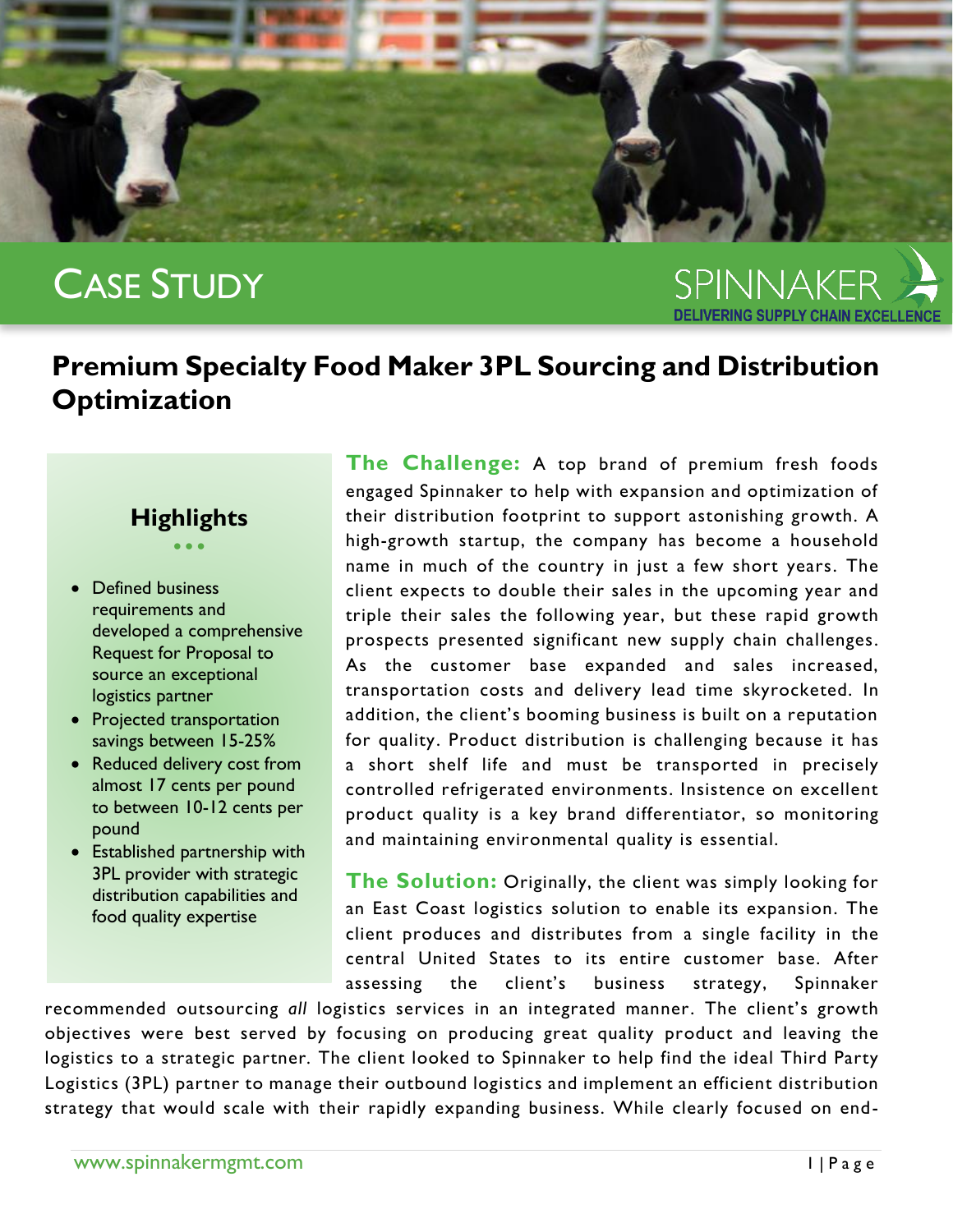CASE STUDY

SPINNAKER
DELIVERING SUPPLY CHAIN EXCELLENCE

# Premium Specialty Food Maker 3PL Sourcing and Distribution Optimization

## Highlights

- Defined business requirements and developed a comprehensive Request for Proposal to source an exceptional logistics partner
- Projected transportation savings between 15-25%
- Reduced delivery cost from almost 17 cents per pound to between 10-12 cents per pound
- Established partnership with 3PL provider with strategic distribution capabilities and food quality expertise

**The Challenge:** A top brand of premium fresh foods engaged Spinnaker to help with expansion and optimization of their distribution footprint to support astonishing growth. A high-growth startup, the company has become a household name in much of the country in just a few short years. The client expects to double their sales in the upcoming year and triple their sales the following year, but these rapid growth prospects presented significant new supply chain challenges. As the customer base expanded and sales increased, transportation costs and delivery lead time skyrocketed. In addition, the client's booming business is built on a reputation for quality. Product distribution is challenging because it has a short shelf life and must be transported in precisely controlled refrigerated environments. Insistence on excellent product quality is a key brand differentiator, so monitoring and maintaining environmental quality is essential.

**The Solution:** Originally, the client was simply looking for an East Coast logistics solution to enable its expansion. The client produces and distributes from a single facility in the central United States to its entire customer base. After assessing the client's business strategy, Spinnaker recommended outsourcing *all* logistics services in an integrated manner. The client's growth objectives were best served by focusing on producing great quality product and leaving the logistics to a strategic partner. The client looked to Spinnaker to help find the ideal Third Party Logistics (3PL) partner to manage their outbound logistics and implement an efficient distribution strategy that would scale with their rapidly expanding business. While clearly focused on end-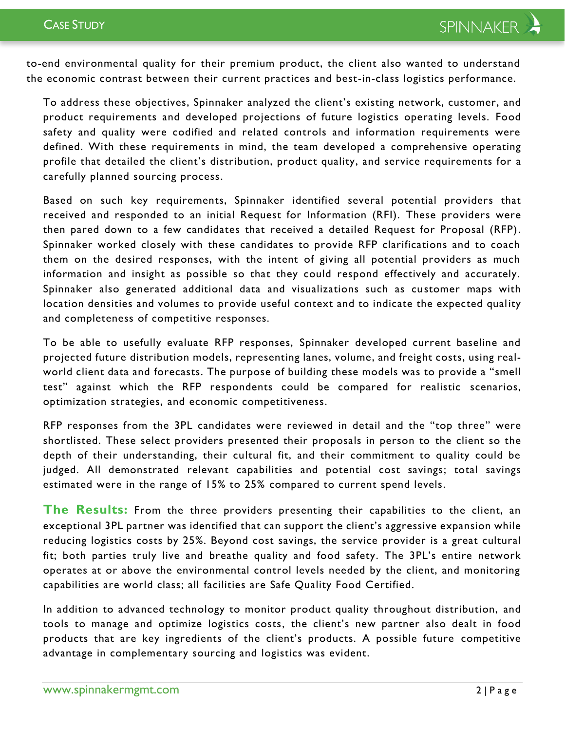to-end environmental quality for their premium product, the client also wanted to understand the economic contrast between their current practices and best-in-class logistics performance.

To address these objectives, Spinnaker analyzed the client's existing network, customer, and product requirements and developed projections of future logistics operating levels. Food safety and quality were codified and related controls and information requirements were defined. With these requirements in mind, the team developed a comprehensive operating profile that detailed the client's distribution, product quality, and service requirements for a carefully planned sourcing process.

Based on such key requirements, Spinnaker identified several potential providers that received and responded to an initial Request for Information (RFI). These providers were then pared down to a few candidates that received a detailed Request for Proposal (RFP). Spinnaker worked closely with these candidates to provide RFP clarifications and to coach them on the desired responses, with the intent of giving all potential providers as much information and insight as possible so that they could respond effectively and accurately. Spinnaker also generated additional data and visualizations such as customer maps with location densities and volumes to provide useful context and to indicate the expected quality and completeness of competitive responses.

To be able to usefully evaluate RFP responses, Spinnaker developed current baseline and projected future distribution models, representing lanes, volume, and freight costs, using real-world client data and forecasts. The purpose of building these models was to provide a "smell test" against which the RFP respondents could be compared for realistic scenarios, optimization strategies, and economic competitiveness.

RFP responses from the 3PL candidates were reviewed in detail and the "top three" were shortlisted. These select providers presented their proposals in person to the client so the depth of their understanding, their cultural fit, and their commitment to quality could be judged. All demonstrated relevant capabilities and potential cost savings; total savings estimated were in the range of 15% to 25% compared to current spend levels.

**The Results:** From the three providers presenting their capabilities to the client, an exceptional 3PL partner was identified that can support the client's aggressive expansion while reducing logistics costs by 25%. Beyond cost savings, the service provider is a great cultural fit; both parties truly live and breathe quality and food safety. The 3PL's entire network operates at or above the environmental control levels needed by the client, and monitoring capabilities are world class; all facilities are Safe Quality Food Certified.

In addition to advanced technology to monitor product quality throughout distribution, and tools to manage and optimize logistics costs, the client's new partner also dealt in food products that are key ingredients of the client's products. A possible future competitive advantage in complementary sourcing and logistics was evident.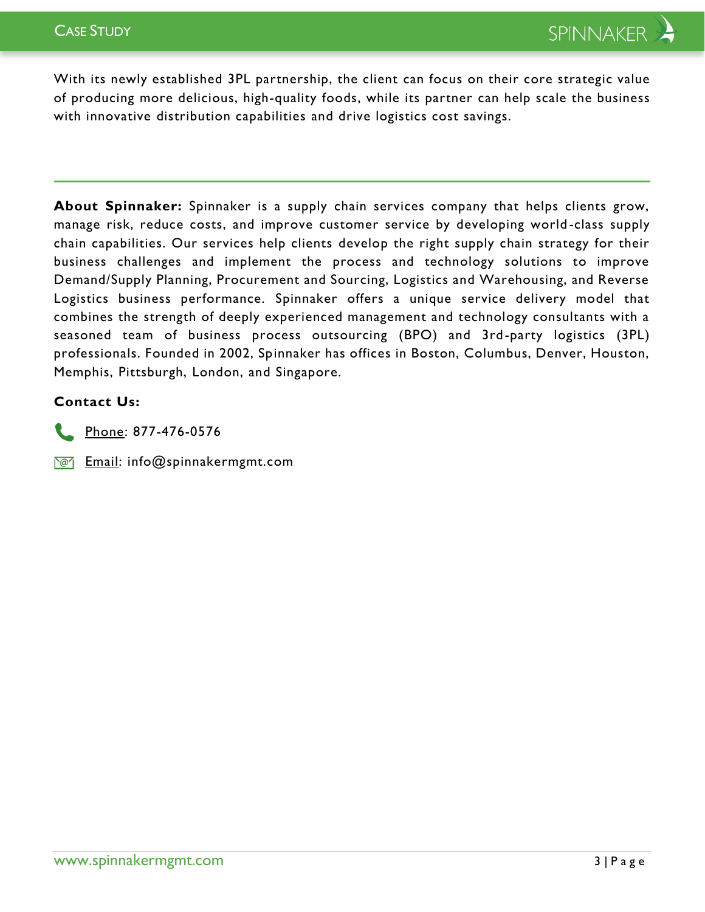With its newly established 3PL partnership, the client can focus on their core strategic value of producing more delicious, high-quality foods, while its partner can help scale the business with innovative distribution capabilities and drive logistics cost savings.

---

**About Spinnaker:** Spinnaker is a supply chain services company that helps clients grow, manage risk, reduce costs, and improve customer service by developing world-class supply chain capabilities. Our services help clients develop the right supply chain strategy for their business challenges and implement the process and technology solutions to improve Demand/Supply Planning, Procurement and Sourcing, Logistics and Warehousing, and Reverse Logistics business performance. Spinnaker offers a unique service delivery model that combines the strength of deeply experienced management and technology consultants with a seasoned team of business process outsourcing (BPO) and 3rd-party logistics (3PL) professionals. Founded in 2002, Spinnaker has offices in Boston, Columbus, Denver, Houston, Memphis, Pittsburgh, London, and Singapore.

**Contact Us:**

Phone: 877-476-0576

Email: info@spinnakermgmt.com